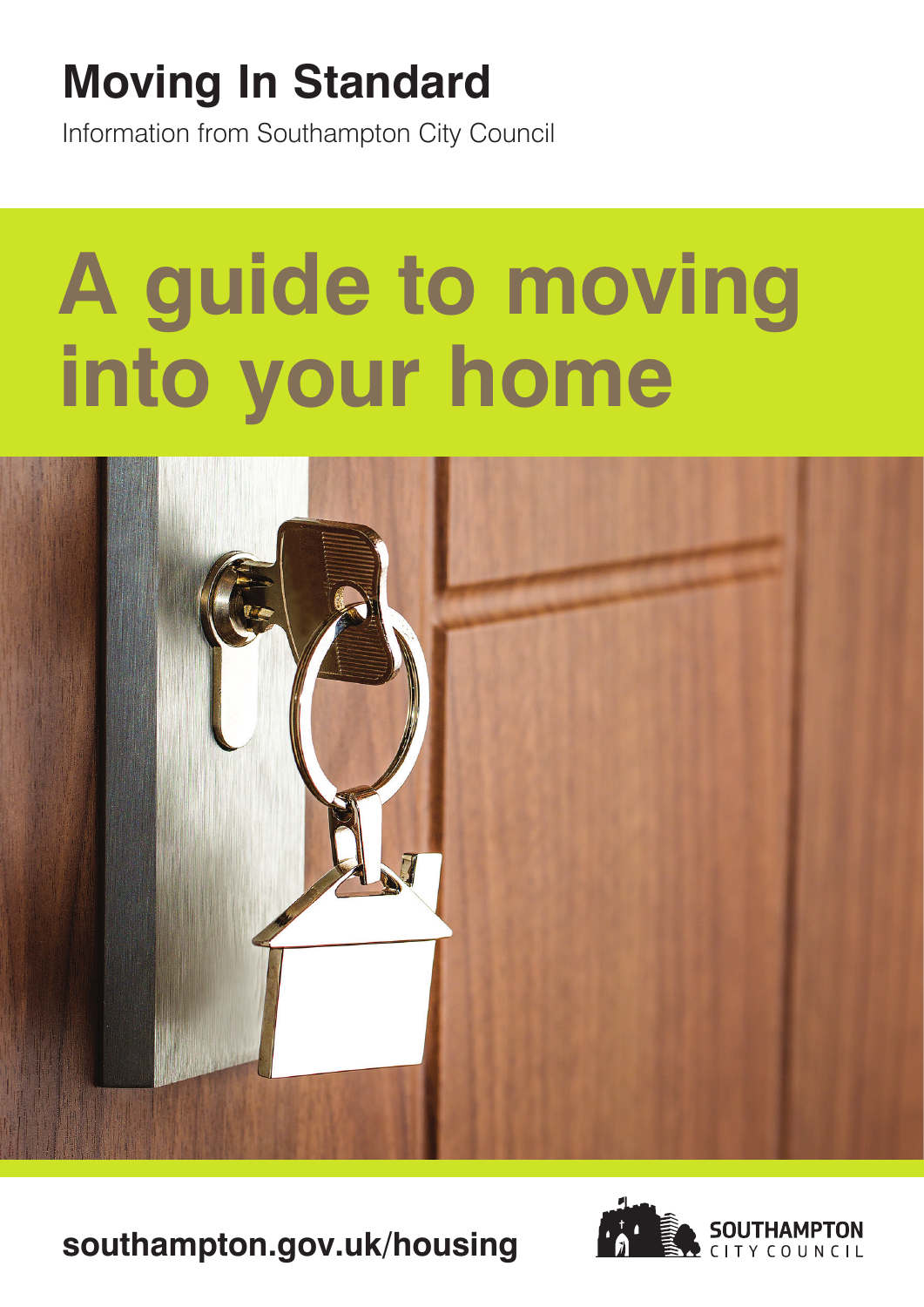# Moving In Standard

Information from Southampton City Council

# A guide to moving into your home

**southampton.gov.uk/housing**

SOUTHAMPTON CITY COUNCIL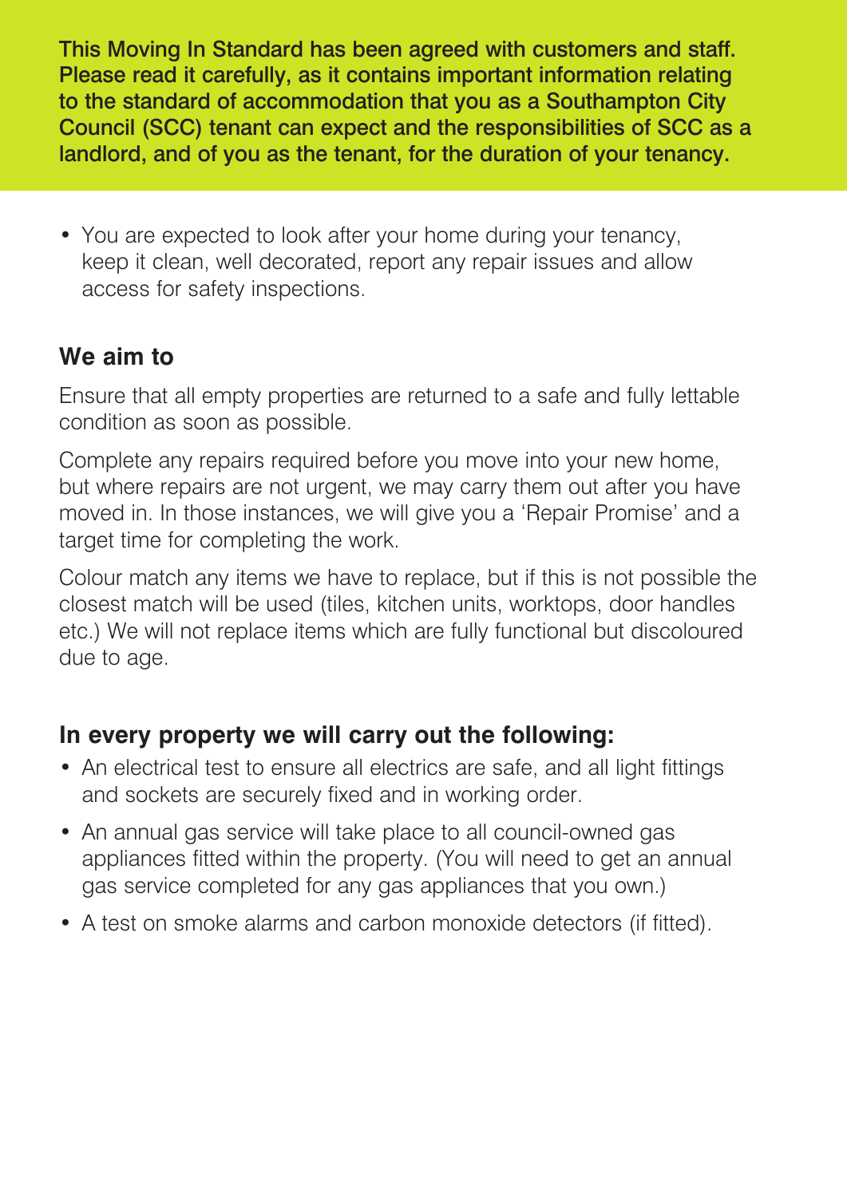**This Moving In Standard has been agreed with customers and staff. Please read it carefully, as it contains important information relating to the standard of accommodation that you as a Southampton City Council (SCC) tenant can expect and the responsibilities of SCC as a landlord, and of you as the tenant, for the duration of your tenancy.**

- You are expected to look after your home during your tenancy, keep it clean, well decorated, report any repair issues and allow access for safety inspections.

## We aim to

Ensure that all empty properties are returned to a safe and fully lettable condition as soon as possible.

Complete any repairs required before you move into your new home, but where repairs are not urgent, we may carry them out after you have moved in. In those instances, we will give you a 'Repair Promise' and a target time for completing the work.

Colour match any items we have to replace, but if this is not possible the closest match will be used (tiles, kitchen units, worktops, door handles etc.) We will not replace items which are fully functional but discoloured due to age.

## In every property we will carry out the following:

- An electrical test to ensure all electrics are safe, and all light fittings and sockets are securely fixed and in working order.
- An annual gas service will take place to all council-owned gas appliances fitted within the property. (You will need to get an annual gas service completed for any gas appliances that you own.)
- A test on smoke alarms and carbon monoxide detectors (if fitted).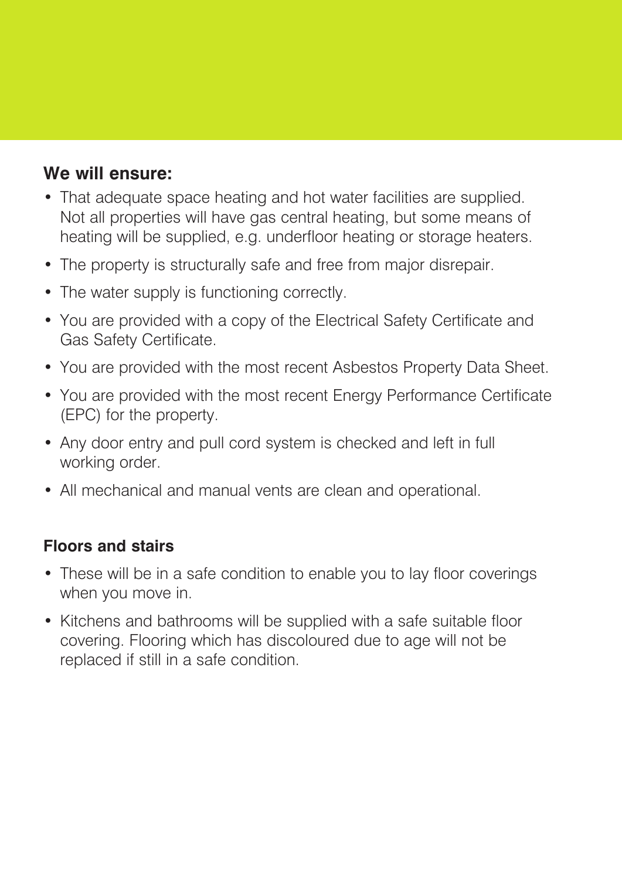## We will ensure:

- That adequate space heating and hot water facilities are supplied. Not all properties will have gas central heating, but some means of heating will be supplied, e.g. underfloor heating or storage heaters.
- The property is structurally safe and free from major disrepair.
- The water supply is functioning correctly.
- You are provided with a copy of the Electrical Safety Certificate and Gas Safety Certificate.
- You are provided with the most recent Asbestos Property Data Sheet.
- You are provided with the most recent Energy Performance Certificate (EPC) for the property.
- Any door entry and pull cord system is checked and left in full working order.
- All mechanical and manual vents are clean and operational.

### Floors and stairs

- These will be in a safe condition to enable you to lay floor coverings when you move in.
- Kitchens and bathrooms will be supplied with a safe suitable floor covering. Flooring which has discoloured due to age will not be replaced if still in a safe condition.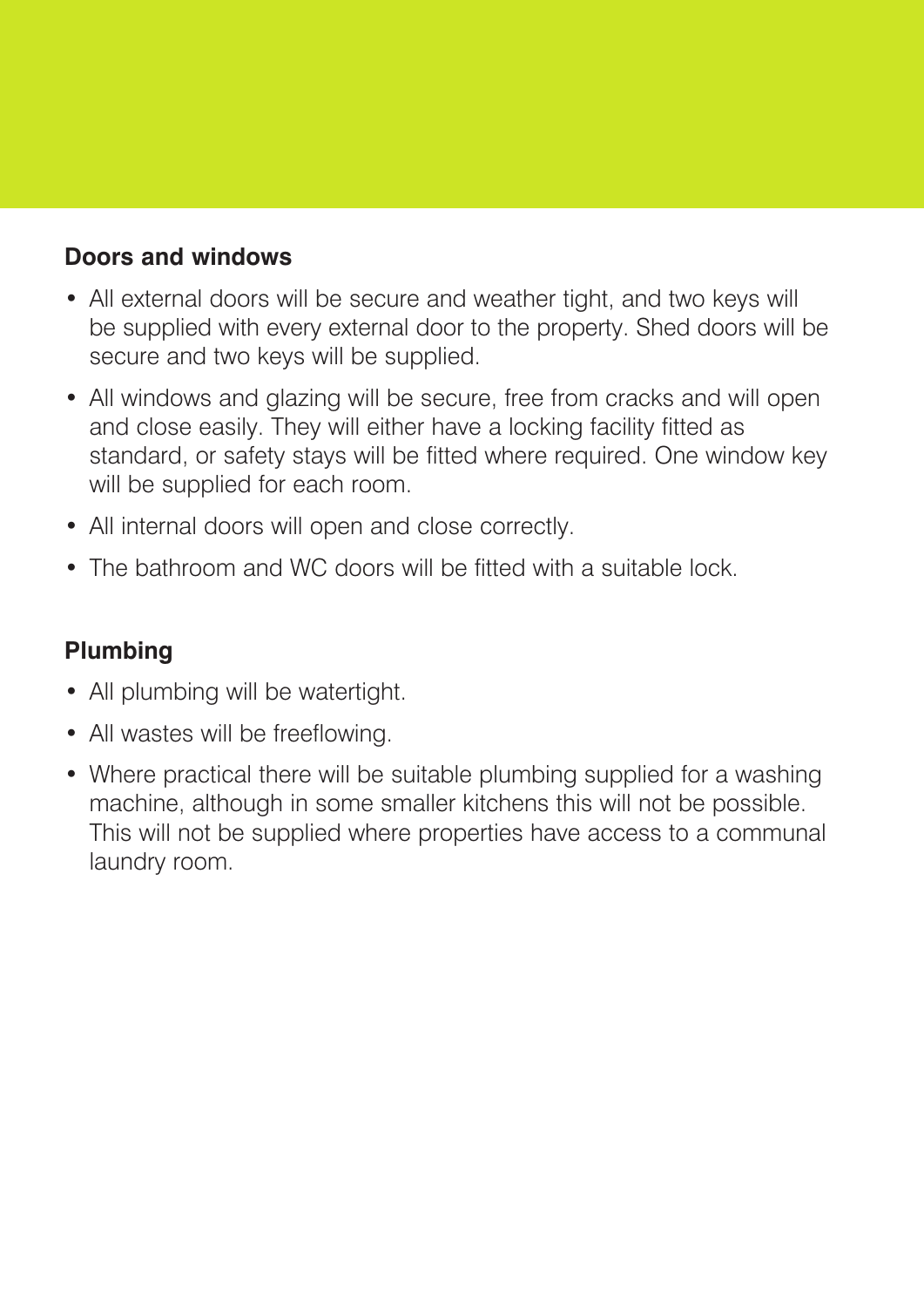## Doors and windows

- All external doors will be secure and weather tight, and two keys will be supplied with every external door to the property. Shed doors will be secure and two keys will be supplied.
- All windows and glazing will be secure, free from cracks and will open and close easily. They will either have a locking facility fitted as standard, or safety stays will be fitted where required. One window key will be supplied for each room.
- All internal doors will open and close correctly.
- The bathroom and WC doors will be fitted with a suitable lock.

## Plumbing

- All plumbing will be watertight.
- All wastes will be freeflowing.
- Where practical there will be suitable plumbing supplied for a washing machine, although in some smaller kitchens this will not be possible. This will not be supplied where properties have access to a communal laundry room.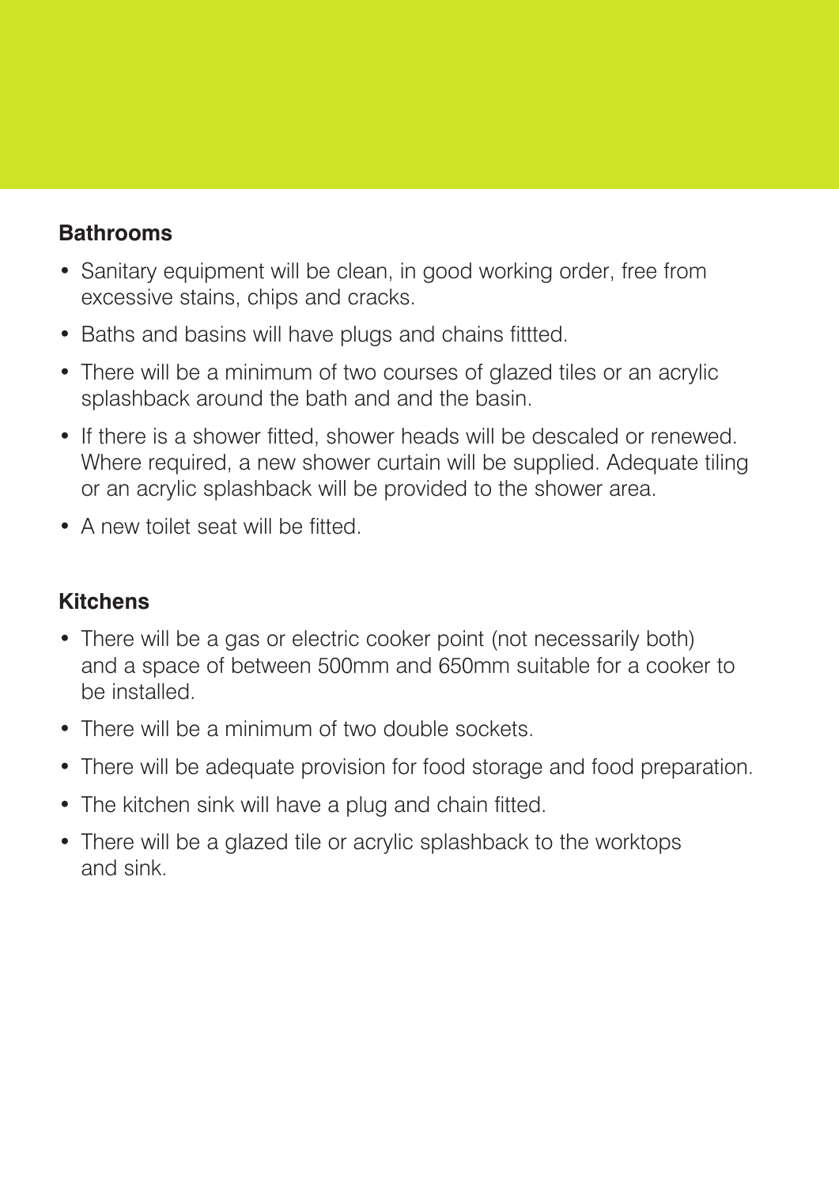### Bathrooms

- Sanitary equipment will be clean, in good working order, free from excessive stains, chips and cracks.
- Baths and basins will have plugs and chains fittted.
- There will be a minimum of two courses of glazed tiles or an acrylic splashback around the bath and and the basin.
- If there is a shower fitted, shower heads will be descaled or renewed. Where required, a new shower curtain will be supplied. Adequate tiling or an acrylic splashback will be provided to the shower area.
- A new toilet seat will be fitted.

### Kitchens

- There will be a gas or electric cooker point (not necessarily both) and a space of between 500mm and 650mm suitable for a cooker to be installed.
- There will be a minimum of two double sockets.
- There will be adequate provision for food storage and food preparation.
- The kitchen sink will have a plug and chain fitted.
- There will be a glazed tile or acrylic splashback to the worktops and sink.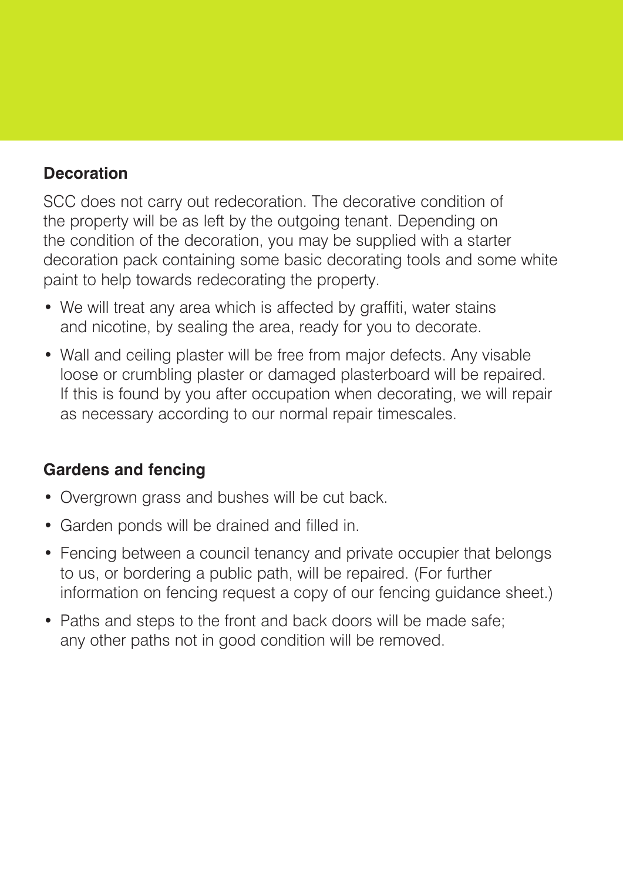## Decoration

SCC does not carry out redecoration. The decorative condition of the property will be as left by the outgoing tenant. Depending on the condition of the decoration, you may be supplied with a starter decoration pack containing some basic decorating tools and some white paint to help towards redecorating the property.

- We will treat any area which is affected by graffiti, water stains and nicotine, by sealing the area, ready for you to decorate.
- Wall and ceiling plaster will be free from major defects. Any visable loose or crumbling plaster or damaged plasterboard will be repaired. If this is found by you after occupation when decorating, we will repair as necessary according to our normal repair timescales.

## Gardens and fencing

- Overgrown grass and bushes will be cut back.
- Garden ponds will be drained and filled in.
- Fencing between a council tenancy and private occupier that belongs to us, or bordering a public path, will be repaired. (For further information on fencing request a copy of our fencing guidance sheet.)
- Paths and steps to the front and back doors will be made safe; any other paths not in good condition will be removed.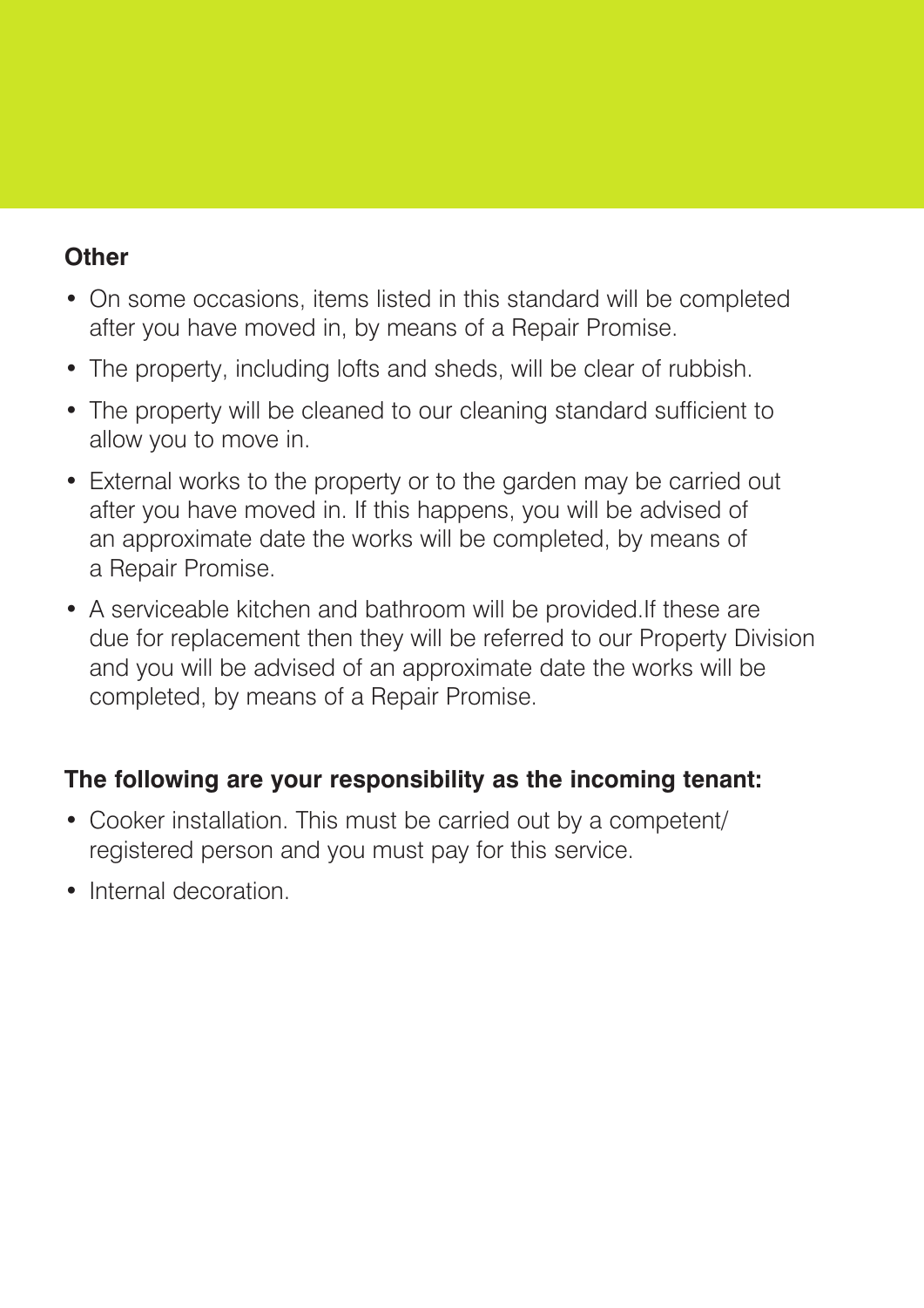**Other**

- On some occasions, items listed in this standard will be completed after you have moved in, by means of a Repair Promise.
- The property, including lofts and sheds, will be clear of rubbish.
- The property will be cleaned to our cleaning standard sufficient to allow you to move in.
- External works to the property or to the garden may be carried out after you have moved in. If this happens, you will be advised of an approximate date the works will be completed, by means of a Repair Promise.
- A serviceable kitchen and bathroom will be provided.If these are due for replacement then they will be referred to our Property Division and you will be advised of an approximate date the works will be completed, by means of a Repair Promise.

**The following are your responsibility as the incoming tenant:**

- Cooker installation. This must be carried out by a competent/ registered person and you must pay for this service.
- Internal decoration.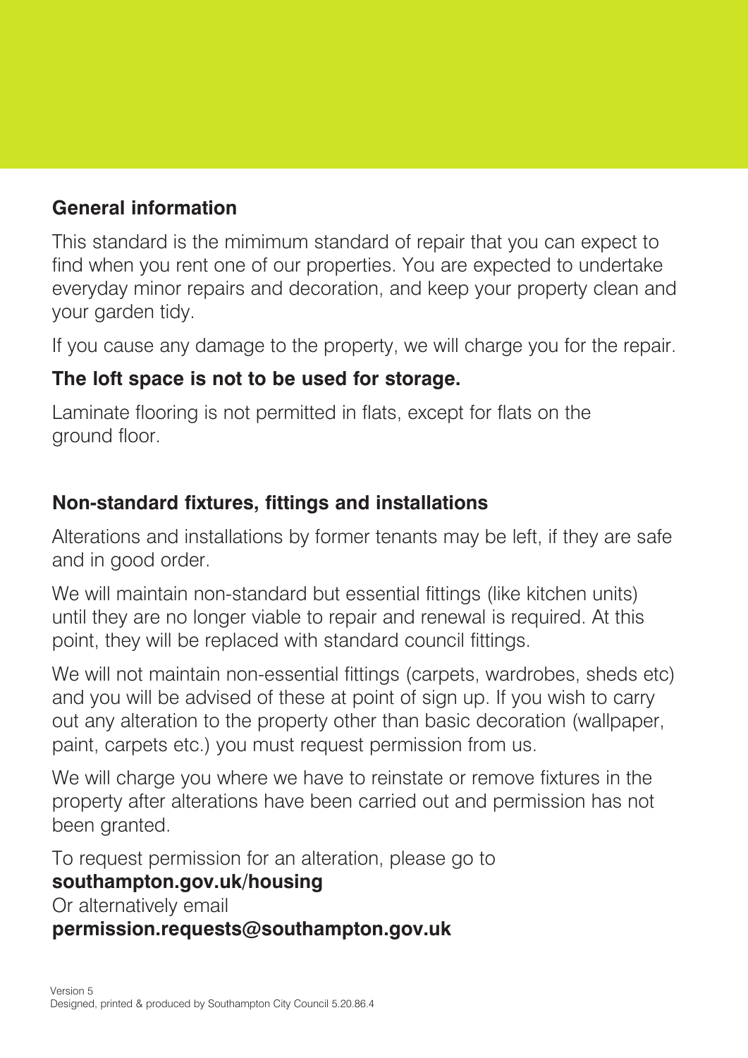## General information

This standard is the mimimum standard of repair that you can expect to find when you rent one of our properties. You are expected to undertake everyday minor repairs and decoration, and keep your property clean and your garden tidy.

If you cause any damage to the property, we will charge you for the repair.

**The loft space is not to be used for storage.**

Laminate flooring is not permitted in flats, except for flats on the ground floor.

## Non-standard fixtures, fittings and installations

Alterations and installations by former tenants may be left, if they are safe and in good order.

We will maintain non-standard but essential fittings (like kitchen units) until they are no longer viable to repair and renewal is required. At this point, they will be replaced with standard council fittings.

We will not maintain non-essential fittings (carpets, wardrobes, sheds etc) and you will be advised of these at point of sign up. If you wish to carry out any alteration to the property other than basic decoration (wallpaper, paint, carpets etc.) you must request permission from us.

We will charge you where we have to reinstate or remove fixtures in the property after alterations have been carried out and permission has not been granted.

To request permission for an alteration, please go to
**southampton.gov.uk/housing**
Or alternatively email
**permission.requests@southampton.gov.uk**

Version 5
Designed, printed & produced by Southampton City Council 5.20.86.4